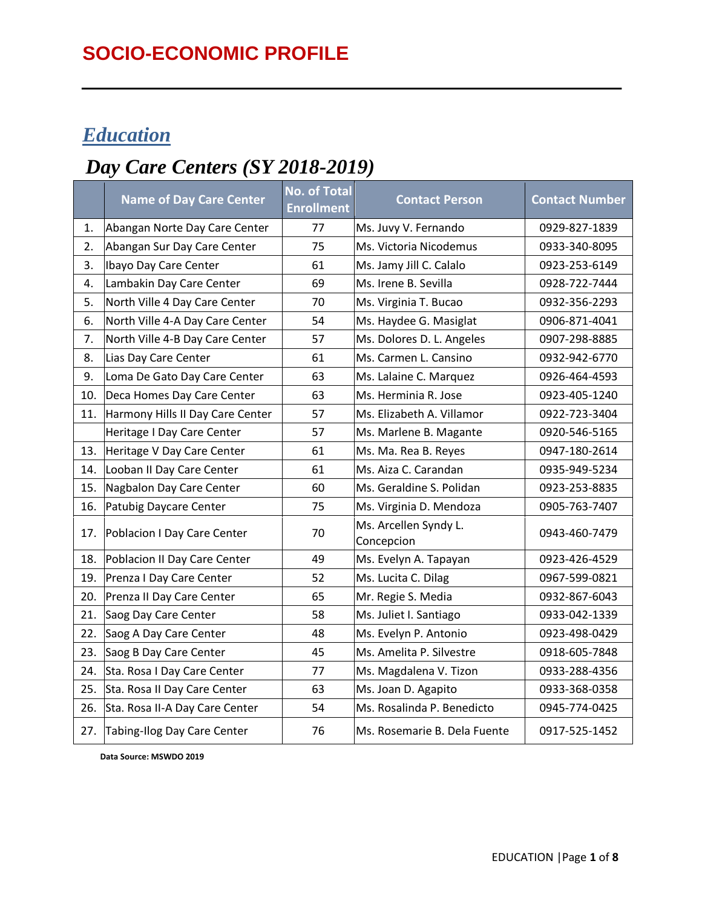# SOCIO-ECONOMIC PROFILE

## *Education*

### *Day Care Centers (SY 2018-2019)*

| | Name of Day Care Center | No. of Total Enrollment | Contact Person | Contact Number |
|---|---|---|---|---|
| 1. | Abangan Norte Day Care Center | 77 | Ms. Juvy V. Fernando | 0929-827-1839 |
| 2. | Abangan Sur Day Care Center | 75 | Ms. Victoria Nicodemus | 0933-340-8095 |
| 3. | Ibayo Day Care Center | 61 | Ms. Jamy Jill C. Calalo | 0923-253-6149 |
| 4. | Lambakin Day Care Center | 69 | Ms. Irene B. Sevilla | 0928-722-7444 |
| 5. | North Ville 4 Day Care Center | 70 | Ms. Virginia T. Bucao | 0932-356-2293 |
| 6. | North Ville 4-A Day Care Center | 54 | Ms. Haydee G. Masiglat | 0906-871-4041 |
| 7. | North Ville 4-B Day Care Center | 57 | Ms. Dolores D. L. Angeles | 0907-298-8885 |
| 8. | Lias Day Care Center | 61 | Ms. Carmen L. Cansino | 0932-942-6770 |
| 9. | Loma De Gato Day Care Center | 63 | Ms. Lalaine C. Marquez | 0926-464-4593 |
| 10. | Deca Homes Day Care Center | 63 | Ms. Herminia R. Jose | 0923-405-1240 |
| 11. | Harmony Hills II Day Care Center | 57 | Ms. Elizabeth A. Villamor | 0922-723-3404 |
| | Heritage I Day Care Center | 57 | Ms. Marlene B. Magante | 0920-546-5165 |
| 13. | Heritage V Day Care Center | 61 | Ms. Ma. Rea B. Reyes | 0947-180-2614 |
| 14. | Looban II Day Care Center | 61 | Ms. Aiza C. Carandan | 0935-949-5234 |
| 15. | Nagbalon Day Care Center | 60 | Ms. Geraldine S. Polidan | 0923-253-8835 |
| 16. | Patubig Daycare Center | 75 | Ms. Virginia D. Mendoza | 0905-763-7407 |
| 17. | Poblacion I Day Care Center | 70 | Ms. Arcellen Syndy L. Concepcion | 0943-460-7479 |
| 18. | Poblacion II Day Care Center | 49 | Ms. Evelyn A. Tapayan | 0923-426-4529 |
| 19. | Prenza I Day Care Center | 52 | Ms. Lucita C. Dilag | 0967-599-0821 |
| 20. | Prenza II Day Care Center | 65 | Mr. Regie S. Media | 0932-867-6043 |
| 21. | Saog Day Care Center | 58 | Ms. Juliet I. Santiago | 0933-042-1339 |
| 22. | Saog A Day Care Center | 48 | Ms. Evelyn P. Antonio | 0923-498-0429 |
| 23. | Saog B Day Care Center | 45 | Ms. Amelita P. Silvestre | 0918-605-7848 |
| 24. | Sta. Rosa I Day Care Center | 77 | Ms. Magdalena V. Tizon | 0933-288-4356 |
| 25. | Sta. Rosa II Day Care Center | 63 | Ms. Joan D. Agapito | 0933-368-0358 |
| 26. | Sta. Rosa II-A Day Care Center | 54 | Ms. Rosalinda P. Benedicto | 0945-774-0425 |
| 27. | Tabing-Ilog Day Care Center | 76 | Ms. Rosemarie B. Dela Fuente | 0917-525-1452 |

**Data Source: MSWDO 2019**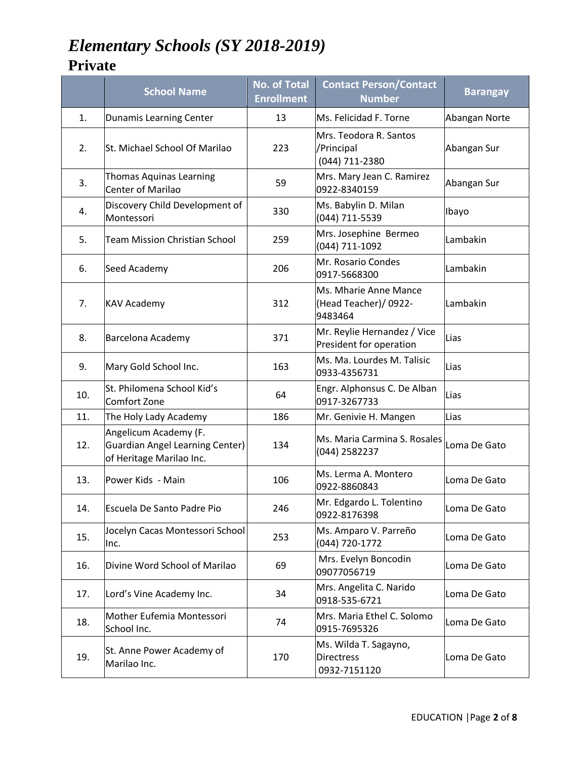# *Elementary Schools (SY 2018-2019)*

## Private

| | School Name | No. of Total Enrollment | Contact Person/Contact Number | Barangay |
|---|---|---|---|---|
| 1. | Dunamis Learning Center | 13 | Ms. Felicidad F. Torne | Abangan Norte |
| 2. | St. Michael School Of Marilao | 223 | Mrs. Teodora R. Santos /Principal (044) 711-2380 | Abangan Sur |
| 3. | Thomas Aquinas Learning Center of Marilao | 59 | Mrs. Mary Jean C. Ramirez 0922-8340159 | Abangan Sur |
| 4. | Discovery Child Development of Montessori | 330 | Ms. Babylin D. Milan (044) 711-5539 | Ibayo |
| 5. | Team Mission Christian School | 259 | Mrs. Josephine Bermeo (044) 711-1092 | Lambakin |
| 6. | Seed Academy | 206 | Mr. Rosario Condes 0917-5668300 | Lambakin |
| 7. | KAV Academy | 312 | Ms. Mharie Anne Mance (Head Teacher)/ 0922-9483464 | Lambakin |
| 8. | Barcelona Academy | 371 | Mr. Reylie Hernandez / Vice President for operation | Lias |
| 9. | Mary Gold School Inc. | 163 | Ms. Ma. Lourdes M. Talisic 0933-4356731 | Lias |
| 10. | St. Philomena School Kid's Comfort Zone | 64 | Engr. Alphonsus C. De Alban 0917-3267733 | Lias |
| 11. | The Holy Lady Academy | 186 | Mr. Genivie H. Mangen | Lias |
| 12. | Angelicum Academy (F. Guardian Angel Learning Center) of Heritage Marilao Inc. | 134 | Ms. Maria Carmina S. Rosales (044) 2582237 | Loma De Gato |
| 13. | Power Kids - Main | 106 | Ms. Lerma A. Montero 0922-8860843 | Loma De Gato |
| 14. | Escuela De Santo Padre Pio | 246 | Mr. Edgardo L. Tolentino 0922-8176398 | Loma De Gato |
| 15. | Jocelyn Cacas Montessori School Inc. | 253 | Ms. Amparo V. Parreño (044) 720-1772 | Loma De Gato |
| 16. | Divine Word School of Marilao | 69 | Mrs. Evelyn Boncodin 09077056719 | Loma De Gato |
| 17. | Lord's Vine Academy Inc. | 34 | Mrs. Angelita C. Narido 0918-535-6721 | Loma De Gato |
| 18. | Mother Eufemia Montessori School Inc. | 74 | Mrs. Maria Ethel C. Solomo 0915-7695326 | Loma De Gato |
| 19. | St. Anne Power Academy of Marilao Inc. | 170 | Ms. Wilda T. Sagayno, Directress 0932-7151120 | Loma De Gato |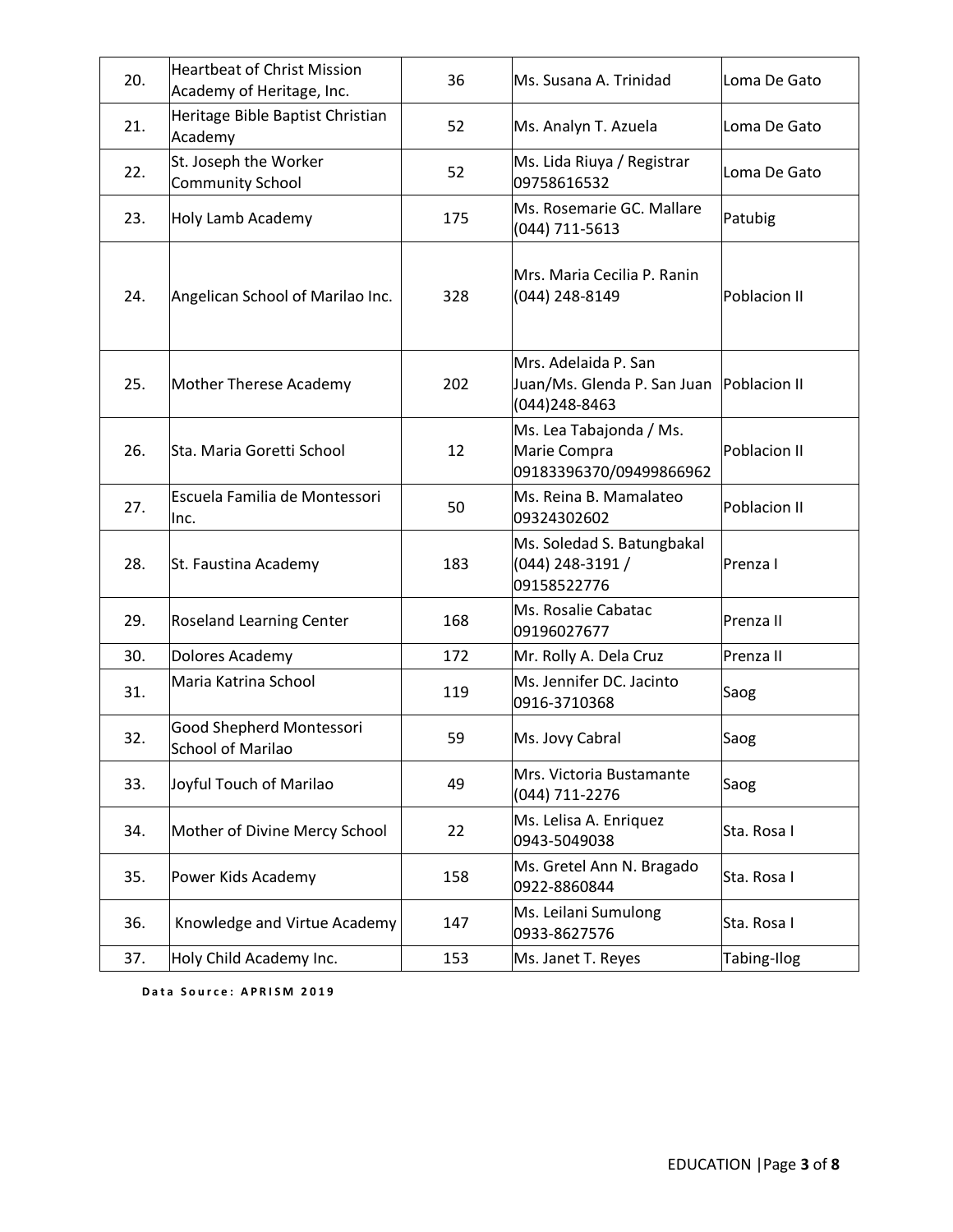| 20. | Heartbeat of Christ Mission Academy of Heritage, Inc. | 36 | Ms. Susana A. Trinidad | Loma De Gato |
|---|---|---|---|---|
| 21. | Heritage Bible Baptist Christian Academy | 52 | Ms. Analyn T. Azuela | Loma De Gato |
| 22. | St. Joseph the Worker Community School | 52 | Ms. Lida Riuya / Registrar 09758616532 | Loma De Gato |
| 23. | Holy Lamb Academy | 175 | Ms. Rosemarie GC. Mallare (044) 711-5613 | Patubig |
| 24. | Angelican School of Marilao Inc. | 328 | Mrs. Maria Cecilia P. Ranin (044) 248-8149 | Poblacion II |
| 25. | Mother Therese Academy | 202 | Mrs. Adelaida P. San Juan/Ms. Glenda P. San Juan (044)248-8463 | Poblacion II |
| 26. | Sta. Maria Goretti School | 12 | Ms. Lea Tabajonda / Ms. Marie Compra 09183396370/09499866962 | Poblacion II |
| 27. | Escuela Familia de Montessori Inc. | 50 | Ms. Reina B. Mamalateo 09324302602 | Poblacion II |
| 28. | St. Faustina Academy | 183 | Ms. Soledad S. Batungbakal (044) 248-3191 / 09158522776 | Prenza I |
| 29. | Roseland Learning Center | 168 | Ms. Rosalie Cabatac 09196027677 | Prenza II |
| 30. | Dolores Academy | 172 | Mr. Rolly A. Dela Cruz | Prenza II |
| 31. | Maria Katrina School | 119 | Ms. Jennifer DC. Jacinto 0916-3710368 | Saog |
| 32. | Good Shepherd Montessori School of Marilao | 59 | Ms. Jovy Cabral | Saog |
| 33. | Joyful Touch of Marilao | 49 | Mrs. Victoria Bustamante (044) 711-2276 | Saog |
| 34. | Mother of Divine Mercy School | 22 | Ms. Lelisa A. Enriquez 0943-5049038 | Sta. Rosa I |
| 35. | Power Kids Academy | 158 | Ms. Gretel Ann N. Bragado 0922-8860844 | Sta. Rosa I |
| 36. | Knowledge and Virtue Academy | 147 | Ms. Leilani Sumulong 0933-8627576 | Sta. Rosa I |
| 37. | Holy Child Academy Inc. | 153 | Ms. Janet T. Reyes | Tabing-Ilog |

**Data Source: APRISM 2019**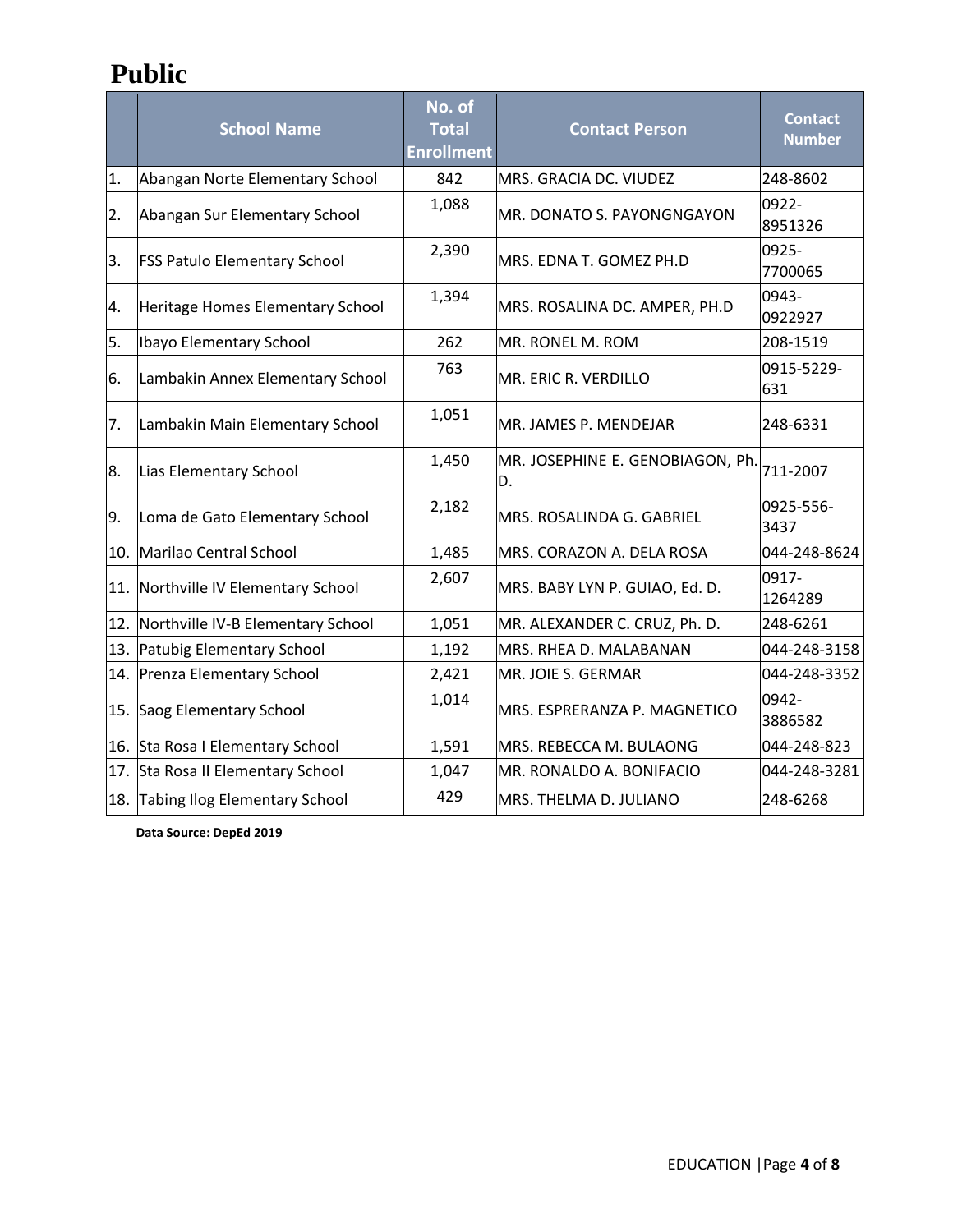# Public

| | School Name | No. of Total Enrollment | Contact Person | Contact Number |
|---|---|---|---|---|
| 1. | Abangan Norte Elementary School | 842 | MRS. GRACIA DC. VIUDEZ | 248-8602 |
| 2. | Abangan Sur Elementary School | 1,088 | MR. DONATO S. PAYONGNGAYON | 0922-8951326 |
| 3. | FSS Patulo Elementary School | 2,390 | MRS. EDNA T. GOMEZ PH.D | 0925-7700065 |
| 4. | Heritage Homes Elementary School | 1,394 | MRS. ROSALINA DC. AMPER, PH.D | 0943-0922927 |
| 5. | Ibayo Elementary School | 262 | MR. RONEL M. ROM | 208-1519 |
| 6. | Lambakin Annex Elementary School | 763 | MR. ERIC R. VERDILLO | 0915-5229-631 |
| 7. | Lambakin Main Elementary School | 1,051 | MR. JAMES P. MENDEJAR | 248-6331 |
| 8. | Lias Elementary School | 1,450 | MR. JOSEPHINE E. GENOBIAGON, Ph. D. | 711-2007 |
| 9. | Loma de Gato Elementary School | 2,182 | MRS. ROSALINDA G. GABRIEL | 0925-556-3437 |
| 10. | Marilao Central School | 1,485 | MRS. CORAZON A. DELA ROSA | 044-248-8624 |
| 11. | Northville IV Elementary School | 2,607 | MRS. BABY LYN P. GUIAO, Ed. D. | 0917-1264289 |
| 12. | Northville IV-B Elementary School | 1,051 | MR. ALEXANDER C. CRUZ, Ph. D. | 248-6261 |
| 13. | Patubig Elementary School | 1,192 | MRS. RHEA D. MALABANAN | 044-248-3158 |
| 14. | Prenza Elementary School | 2,421 | MR. JOIE S. GERMAR | 044-248-3352 |
| 15. | Saog Elementary School | 1,014 | MRS. ESPRERANZA P. MAGNETICO | 0942-3886582 |
| 16. | Sta Rosa I Elementary School | 1,591 | MRS. REBECCA M. BULAONG | 044-248-823 |
| 17. | Sta Rosa II Elementary School | 1,047 | MR. RONALDO A. BONIFACIO | 044-248-3281 |
| 18. | Tabing Ilog Elementary School | 429 | MRS. THELMA D. JULIANO | 248-6268 |

**Data Source: DepEd 2019**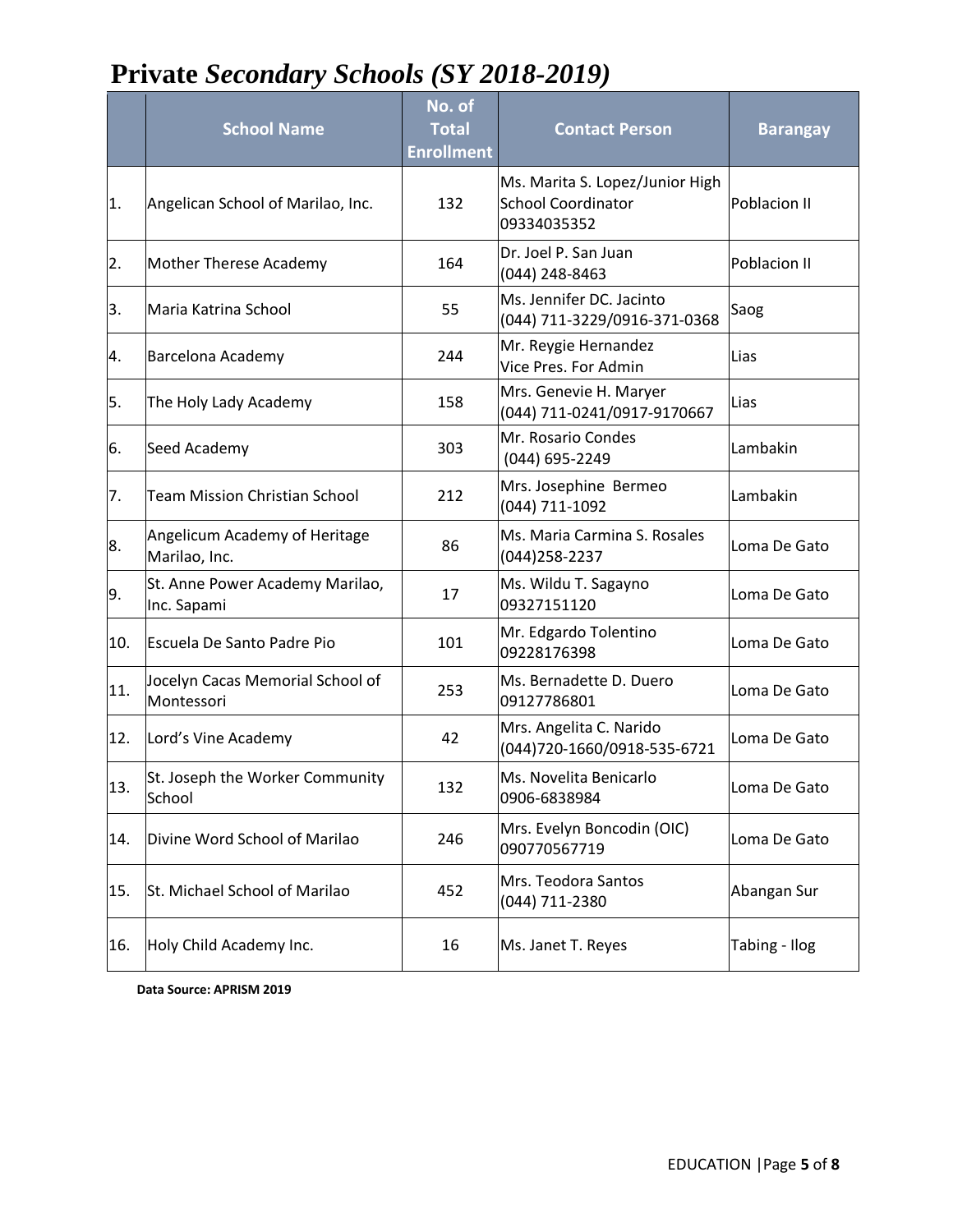# Private *Secondary Schools (SY 2018-2019)*

| | School Name | No. of Total Enrollment | Contact Person | Barangay |
|---|---|---|---|---|
| 1. | Angelican School of Marilao, Inc. | 132 | Ms. Marita S. Lopez/Junior High School Coordinator 09334035352 | Poblacion II |
| 2. | Mother Therese Academy | 164 | Dr. Joel P. San Juan (044) 248-8463 | Poblacion II |
| 3. | Maria Katrina School | 55 | Ms. Jennifer DC. Jacinto (044) 711-3229/0916-371-0368 | Saog |
| 4. | Barcelona Academy | 244 | Mr. Reygie Hernandez Vice Pres. For Admin | Lias |
| 5. | The Holy Lady Academy | 158 | Mrs. Genevie H. Maryer (044) 711-0241/0917-9170667 | Lias |
| 6. | Seed Academy | 303 | Mr. Rosario Condes (044) 695-2249 | Lambakin |
| 7. | Team Mission Christian School | 212 | Mrs. Josephine Bermeo (044) 711-1092 | Lambakin |
| 8. | Angelicum Academy of Heritage Marilao, Inc. | 86 | Ms. Maria Carmina S. Rosales (044)258-2237 | Loma De Gato |
| 9. | St. Anne Power Academy Marilao, Inc. Sapami | 17 | Ms. Wildu T. Sagayno 09327151120 | Loma De Gato |
| 10. | Escuela De Santo Padre Pio | 101 | Mr. Edgardo Tolentino 09228176398 | Loma De Gato |
| 11. | Jocelyn Cacas Memorial School of Montessori | 253 | Ms. Bernadette D. Duero 09127786801 | Loma De Gato |
| 12. | Lord's Vine Academy | 42 | Mrs. Angelita C. Narido (044)720-1660/0918-535-6721 | Loma De Gato |
| 13. | St. Joseph the Worker Community School | 132 | Ms. Novelita Benicarlo 0906-6838984 | Loma De Gato |
| 14. | Divine Word School of Marilao | 246 | Mrs. Evelyn Boncodin (OIC) 090770567719 | Loma De Gato |
| 15. | St. Michael School of Marilao | 452 | Mrs. Teodora Santos (044) 711-2380 | Abangan Sur |
| 16. | Holy Child Academy Inc. | 16 | Ms. Janet T. Reyes | Tabing - Ilog |

**Data Source: APRISM 2019**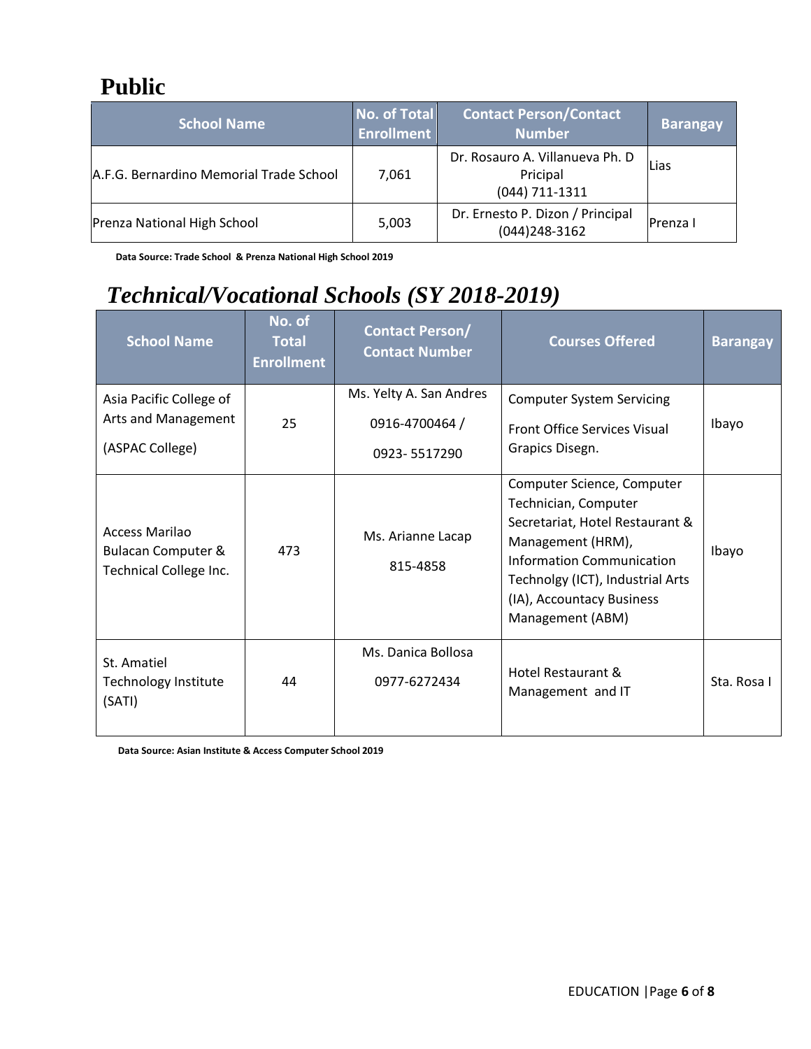# Public

| School Name | No. of Total Enrollment | Contact Person/Contact Number | Barangay |
|---|---|---|---|
| A.F.G. Bernardino Memorial Trade School | 7,061 | Dr. Rosauro A. Villanueva Ph. D Pricipal (044) 711-1311 | Lias |
| Prenza National High School | 5,003 | Dr. Ernesto P. Dizon / Principal (044)248-3162 | Prenza I |

**Data Source: Trade School & Prenza National High School 2019**

# *Technical/Vocational Schools (SY 2018-2019)*

| School Name | No. of Total Enrollment | Contact Person/ Contact Number | Courses Offered | Barangay |
|---|---|---|---|---|
| Asia Pacific College of Arts and Management (ASPAC College) | 25 | Ms. Yelty A. San Andres 0916-4700464 / 0923- 5517290 | Computer System Servicing Front Office Services Visual Grapics Disegn. | Ibayo |
| Access Marilao Bulacan Computer & Technical College Inc. | 473 | Ms. Arianne Lacap 815-4858 | Computer Science, Computer Technician, Computer Secretariat, Hotel Restaurant & Management (HRM), Information Communication Technolgy (ICT), Industrial Arts (IA), Accountacy Business Management (ABM) | Ibayo |
| St. Amatiel Technology Institute (SATI) | 44 | Ms. Danica Bollosa 0977-6272434 | Hotel Restaurant & Management and IT | Sta. Rosa I |

**Data Source: Asian Institute & Access Computer School 2019**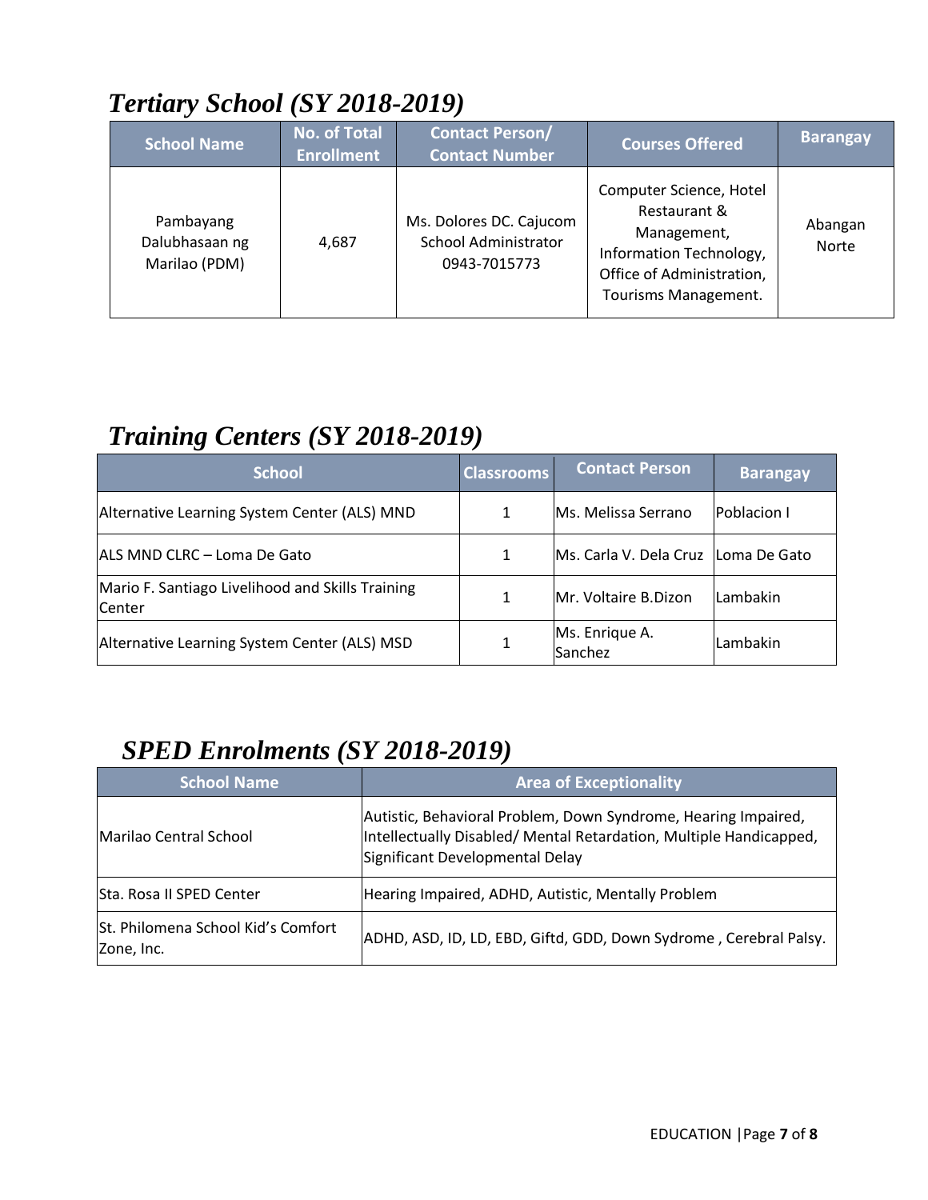## *Tertiary School (SY 2018-2019)*

| School Name | No. of Total Enrollment | Contact Person/ Contact Number | Courses Offered | Barangay |
|---|---|---|---|---|
| Pambayang Dalubhasaan ng Marilao (PDM) | 4,687 | Ms. Dolores DC. Cajucom School Administrator 0943-7015773 | Computer Science, Hotel Restaurant & Management, Information Technology, Office of Administration, Tourisms Management. | Abangan Norte |

## *Training Centers (SY 2018-2019)*

| School | Classrooms | Contact Person | Barangay |
|---|---|---|---|
| Alternative Learning System Center (ALS) MND | 1 | Ms. Melissa Serrano | Poblacion I |
| ALS MND CLRC – Loma De Gato | 1 | Ms. Carla V. Dela Cruz | Loma De Gato |
| Mario F. Santiago Livelihood and Skills Training Center | 1 | Mr. Voltaire B.Dizon | Lambakin |
| Alternative Learning System Center (ALS) MSD | 1 | Ms. Enrique A. Sanchez | Lambakin |

## *SPED Enrolments (SY 2018-2019)*

| School Name | Area of Exceptionality |
|---|---|
| Marilao Central School | Autistic, Behavioral Problem, Down Syndrome, Hearing Impaired, Intellectually Disabled/ Mental Retardation, Multiple Handicapped, Significant Developmental Delay |
| Sta. Rosa II SPED Center | Hearing Impaired, ADHD, Autistic, Mentally Problem |
| St. Philomena School Kid's Comfort Zone, Inc. | ADHD, ASD, ID, LD, EBD, Giftd, GDD, Down Sydrome , Cerebral Palsy. |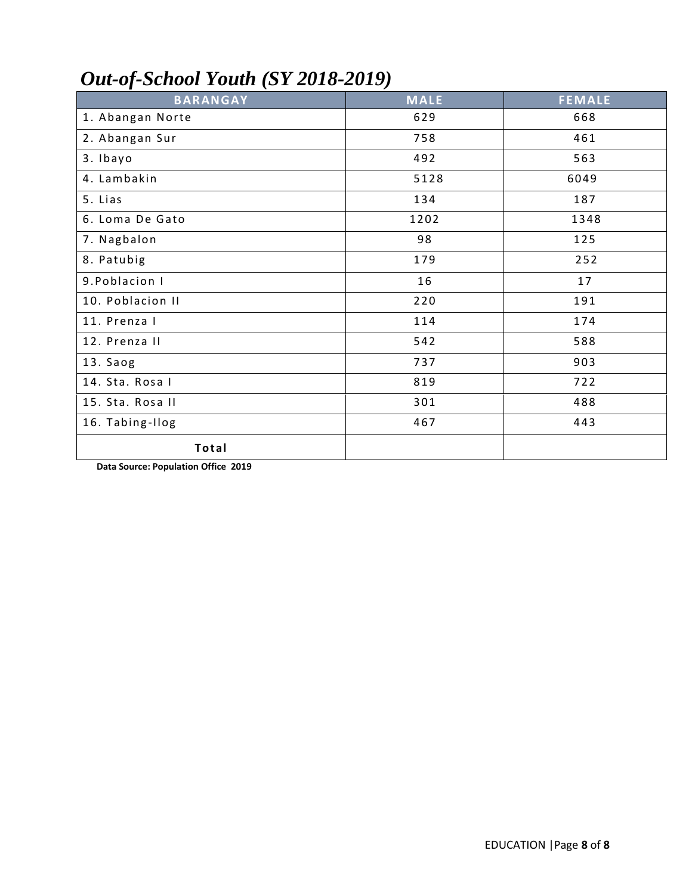## *Out-of-School Youth (SY 2018-2019)*

| BARANGAY | MALE | FEMALE |
|---|---|---|
| 1. Abangan Norte | 629 | 668 |
| 2. Abangan Sur | 758 | 461 |
| 3. Ibayo | 492 | 563 |
| 4. Lambakin | 5128 | 6049 |
| 5. Lias | 134 | 187 |
| 6. Loma De Gato | 1202 | 1348 |
| 7. Nagbalon | 98 | 125 |
| 8. Patubig | 179 | 252 |
| 9.Poblacion I | 16 | 17 |
| 10. Poblacion II | 220 | 191 |
| 11. Prenza I | 114 | 174 |
| 12. Prenza II | 542 | 588 |
| 13. Saog | 737 | 903 |
| 14. Sta. Rosa I | 819 | 722 |
| 15. Sta. Rosa II | 301 | 488 |
| 16. Tabing-Ilog | 467 | 443 |
| **Total** | | |

**Data Source: Population Office 2019**